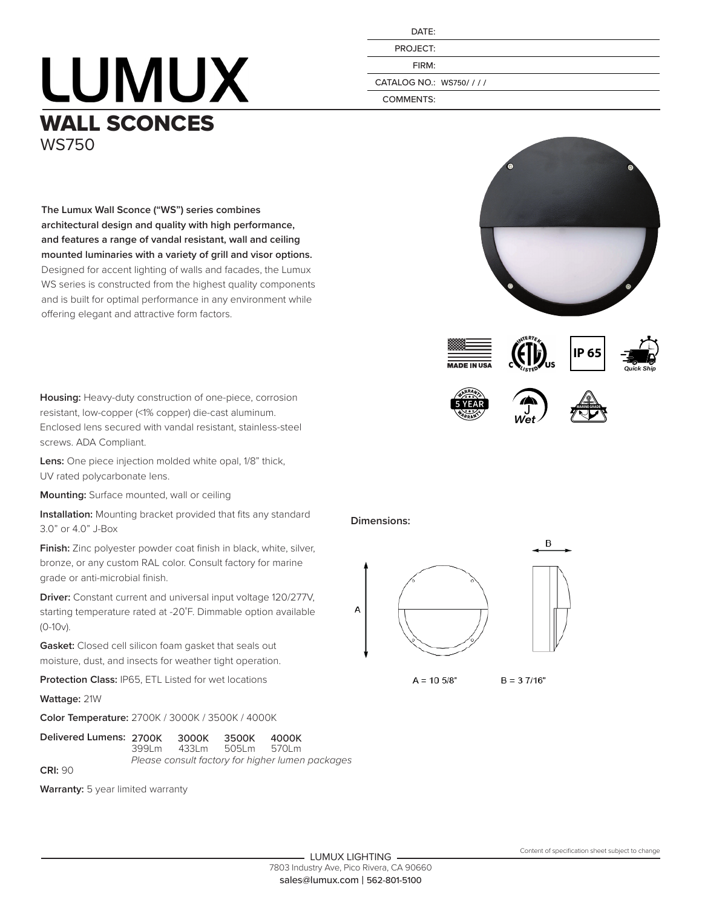| | |
|---|---|
| DATE: | |
| PROJECT: | |
| FIRM: | |
| CATALOG NO.: | WS750/ / / / |
| COMMENTS: | |

# LUMUX

## WALL SCONCES

WS750

**The Lumux Wall Sconce ("WS") series combines architectural design and quality with high performance, and features a range of vandal resistant, wall and ceiling mounted luminaries with a variety of grill and visor options.** Designed for accent lighting of walls and facades, the Lumux WS series is constructed from the highest quality components and is built for optimal performance in any environment while offering elegant and attractive form factors.

MADE IN USA | ETL LISTED | IP 65 | Quick Ship | 5 YEAR WARRANTY | Wet | MARINE GRADE

**Housing:** Heavy-duty construction of one-piece, corrosion resistant, low-copper (<1% copper) die-cast aluminum. Enclosed lens secured with vandal resistant, stainless-steel screws. ADA Compliant.

**Lens:** One piece injection molded white opal, 1/8" thick, UV rated polycarbonate lens.

**Mounting:** Surface mounted, wall or ceiling

**Installation:** Mounting bracket provided that fits any standard 3.0" or 4.0" J-Box

**Finish:** Zinc polyester powder coat finish in black, white, silver, bronze, or any custom RAL color. Consult factory for marine grade or anti-microbial finish.

**Driver:** Constant current and universal input voltage 120/277V, starting temperature rated at -20˚F. Dimmable option available (0-10v).

**Gasket:** Closed cell silicon foam gasket that seals out moisture, dust, and insects for weather tight operation.

**Protection Class:** IP65, ETL Listed for wet locations

**Wattage:** 21W

**Color Temperature:** 2700K / 3000K / 3500K / 4000K

**Delivered Lumens:**

| 2700K | 3000K | 3500K | 4000K |
|---|---|---|---|
| 399Lm | 433Lm | 505Lm | 570Lm |

*Please consult factory for higher lumen packages*

**CRI:** 90

**Warranty:** 5 year limited warranty

**Dimensions:**

A = 10 5/8" B = 3 7/16"

LUMUX LIGHTING
7803 Industry Ave, Pico Rivera, CA 90660
sales@lumux.com | 562-801-5100

Content of specification sheet subject to change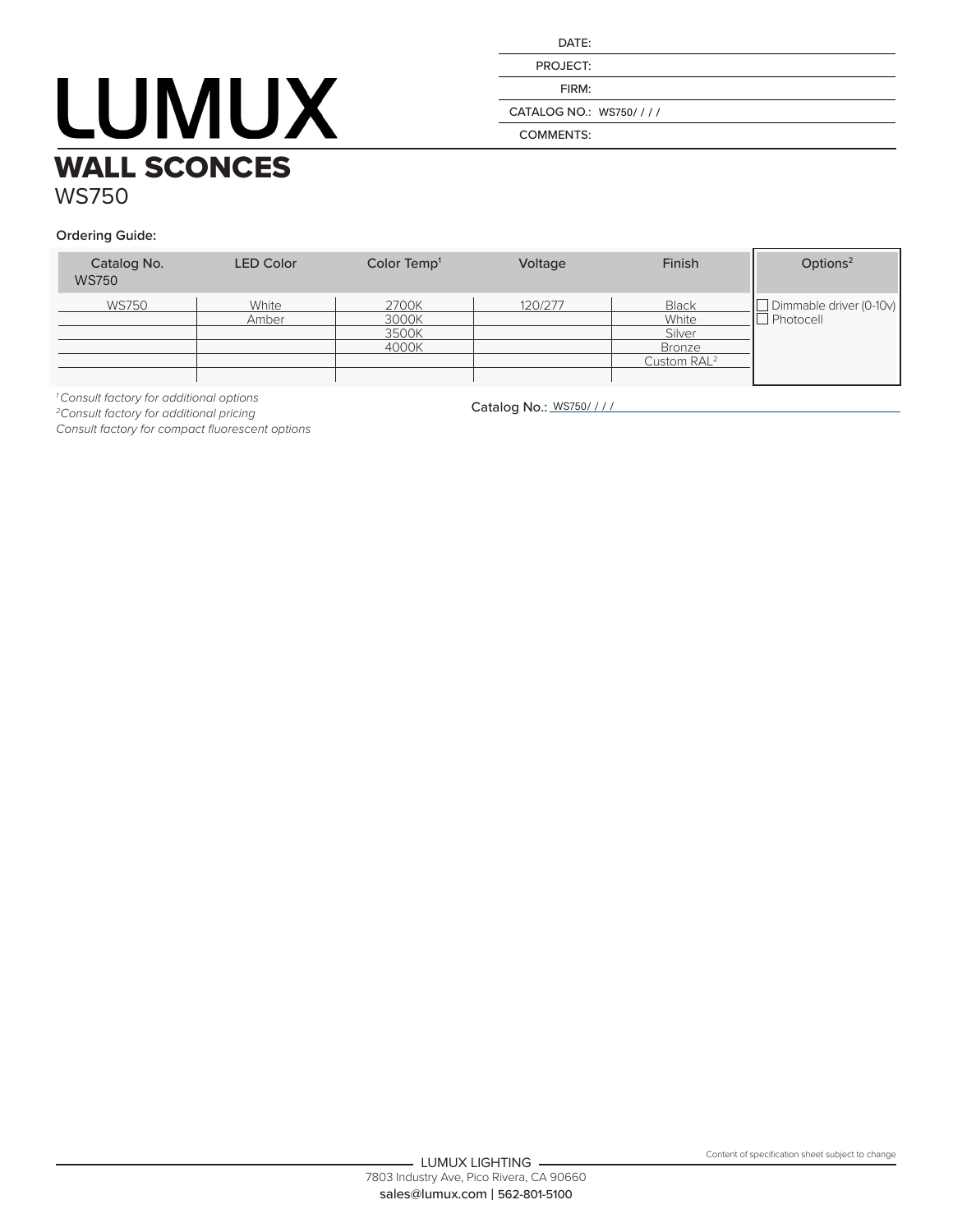DATE:

PROJECT:

FIRM:

CATALOG NO.: WS750/ / / /

COMMENTS:

# LUMUX

## WALL SCONCES

WS750

**Ordering Guide:**

| Catalog No. WS750 | LED Color | Color Temp[1] | Voltage | Finish | Options[2] |
|---|---|---|---|---|---|
| WS750 | White | 2700K | 120/277 | Black | ☐ Dimmable driver (0-10v) |
| | Amber | 3000K | | White | ☐ Photocell |
| | | 3500K | | Silver | |
| | | 4000K | | Bronze | |
| | | | | Custom RAL[2] | |

*[1] Consult factory for additional options*
*[2] Consult factory for additional pricing*
*Consult factory for compact fluorescent options*

Catalog No.: WS750/ / / /

LUMUX LIGHTING
7803 Industry Ave, Pico Rivera, CA 90660
sales@lumux.com | 562-801-5100

Content of specification sheet subject to change